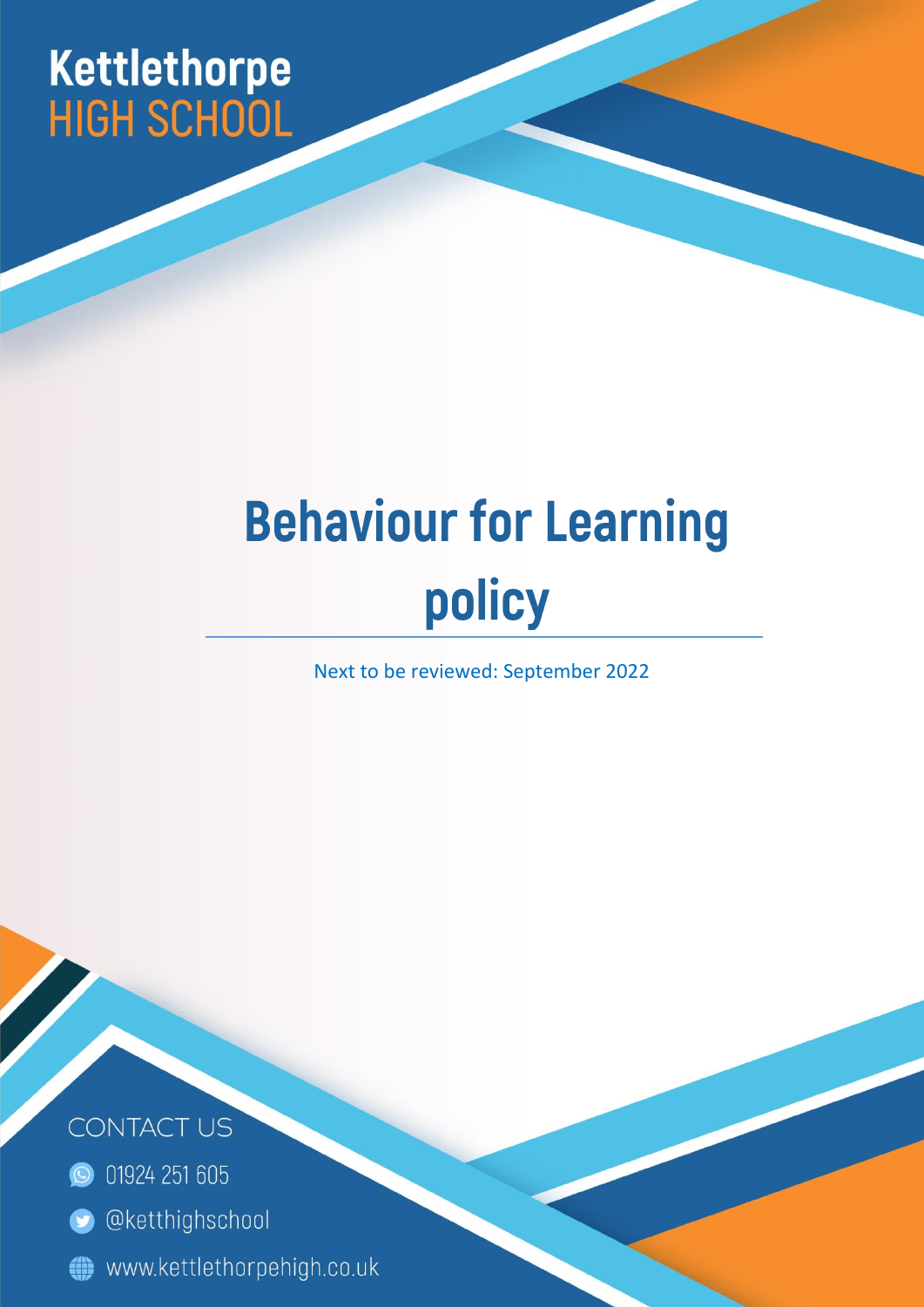Kettlethorpe
HIGH SCHOOL

# Behaviour for Learning policy

Next to be reviewed: September 2022

CONTACT US

01924 251 605

@ketthighschool

www.kettlethorpehigh.co.uk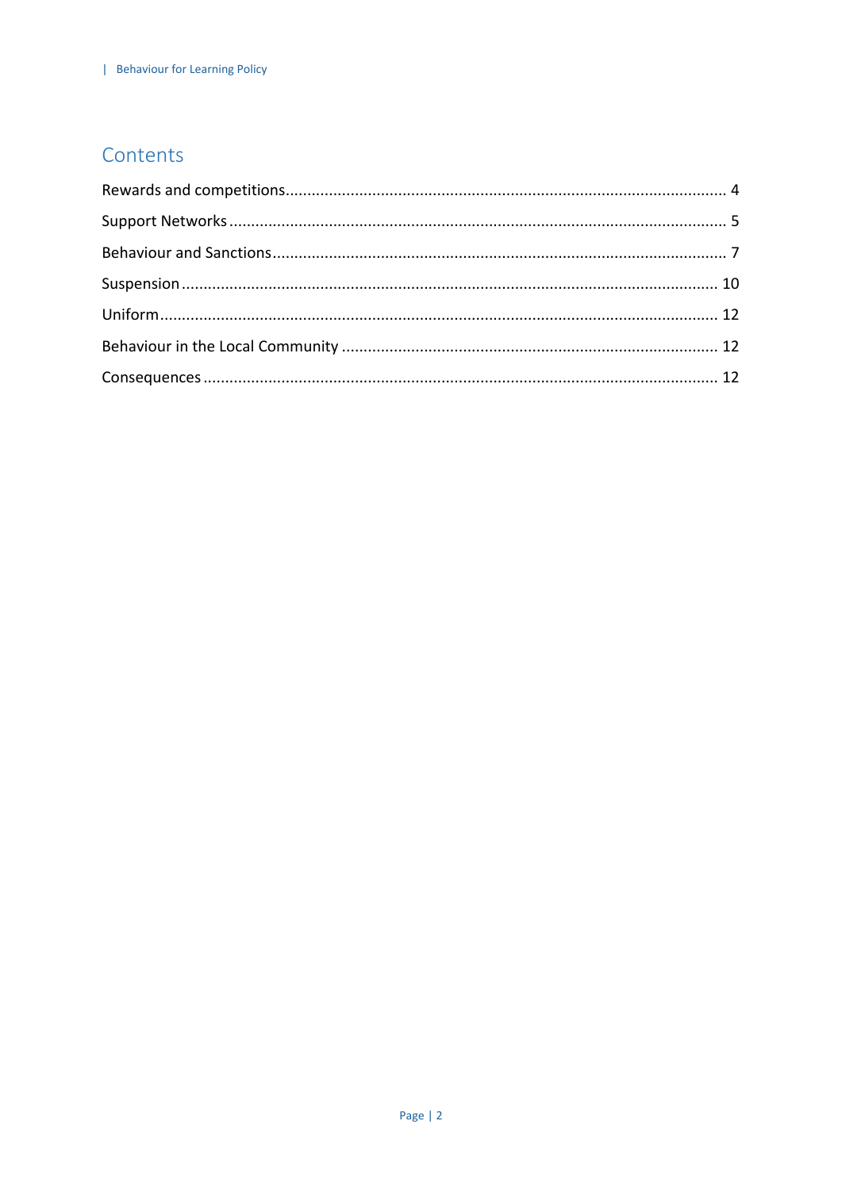## Contents

Rewards and competitions .................................................................................................. 4

Support Networks ............................................................................................................. 5

Behaviour and Sanctions .................................................................................................... 7

Suspension ...................................................................................................................... 10

Uniform ........................................................................................................................... 12

Behaviour in the Local Community .................................................................................. 12

Consequences .................................................................................................................. 12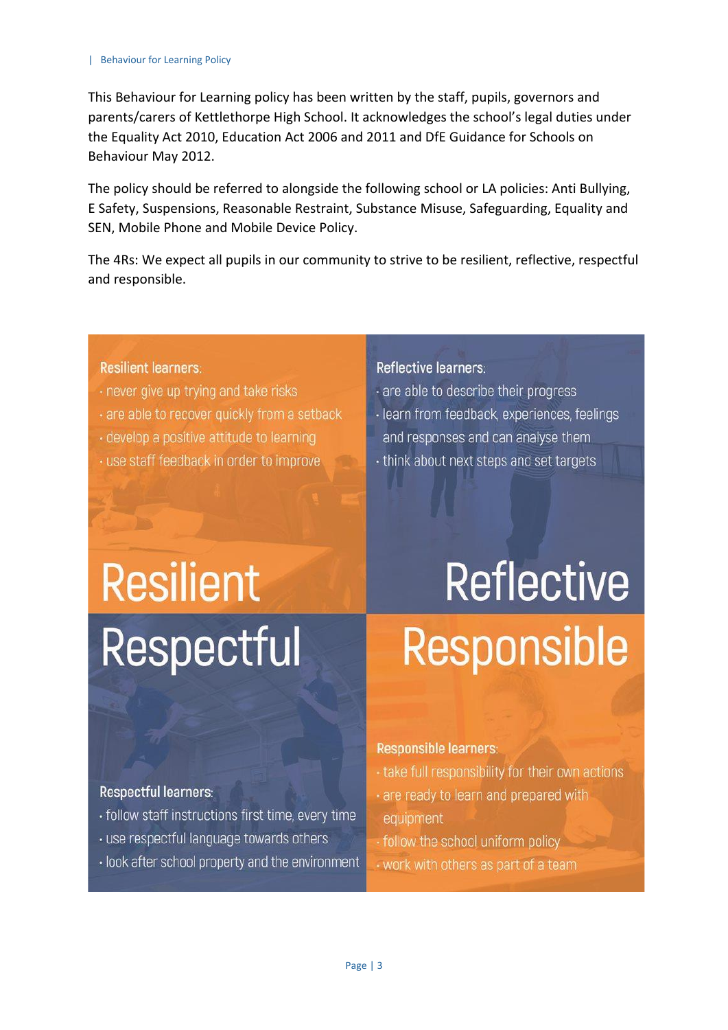This Behaviour for Learning policy has been written by the staff, pupils, governors and parents/carers of Kettlethorpe High School. It acknowledges the school's legal duties under the Equality Act 2010, Education Act 2006 and 2011 and DfE Guidance for Schools on Behaviour May 2012.

The policy should be referred to alongside the following school or LA policies: Anti Bullying, E Safety, Suspensions, Reasonable Restraint, Substance Misuse, Safeguarding, Equality and SEN, Mobile Phone and Mobile Device Policy.

The 4Rs: We expect all pupils in our community to strive to be resilient, reflective, respectful and responsible.

## Resilient

**Resilient learners:**

- never give up trying and take risks
- are able to recover quickly from a setback
- develop a positive attitude to learning
- use staff feedback in order to improve

## Reflective

**Reflective learners:**

- are able to describe their progress
- learn from feedback, experiences, feelings and responses and can analyse them
- think about next steps and set targets

## Respectful

**Respectful learners:**

- follow staff instructions first time, every time
- use respectful language towards others
- look after school property and the environment

## Responsible

**Responsible learners:**

- take full responsibility for their own actions
- are ready to learn and prepared with equipment
- follow the school uniform policy
- work with others as part of a team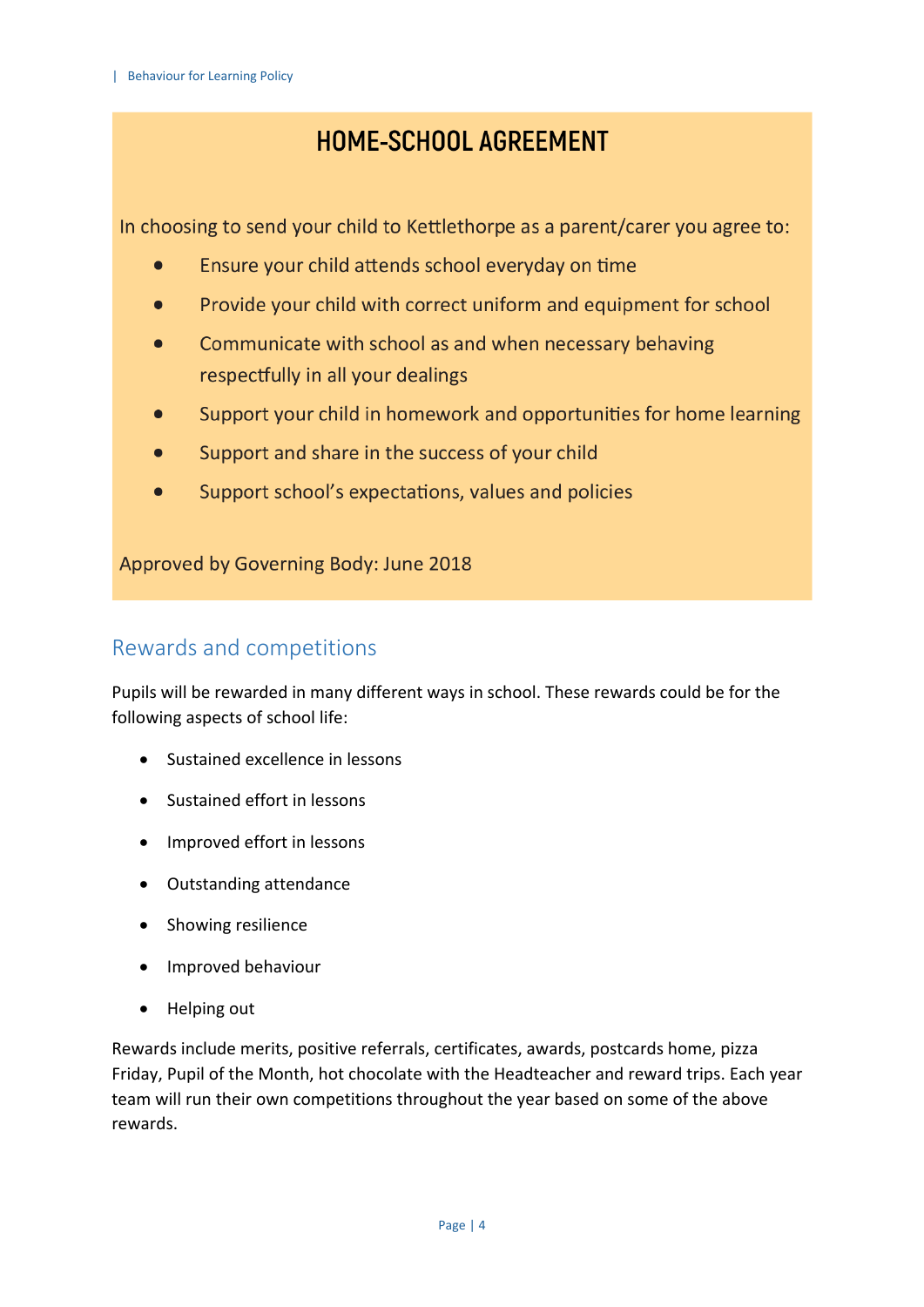## HOME-SCHOOL AGREEMENT

In choosing to send your child to Kettlethorpe as a parent/carer you agree to:

- Ensure your child attends school everyday on time
- Provide your child with correct uniform and equipment for school
- Communicate with school as and when necessary behaving respectfully in all your dealings
- Support your child in homework and opportunities for home learning
- Support and share in the success of your child
- Support school's expectations, values and policies

Approved by Governing Body: June 2018

## Rewards and competitions

Pupils will be rewarded in many different ways in school. These rewards could be for the following aspects of school life:

- Sustained excellence in lessons
- Sustained effort in lessons
- Improved effort in lessons
- Outstanding attendance
- Showing resilience
- Improved behaviour
- Helping out

Rewards include merits, positive referrals, certificates, awards, postcards home, pizza Friday, Pupil of the Month, hot chocolate with the Headteacher and reward trips. Each year team will run their own competitions throughout the year based on some of the above rewards.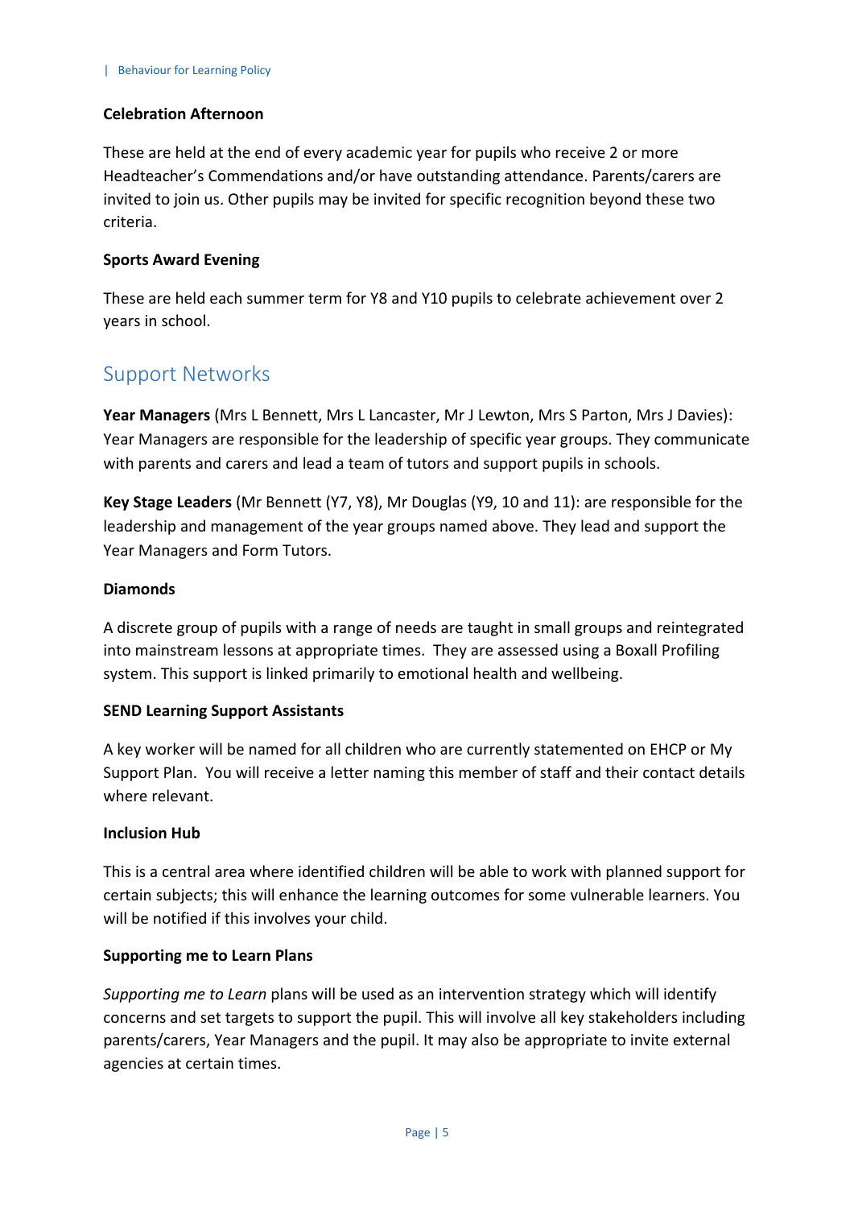**Celebration Afternoon**

These are held at the end of every academic year for pupils who receive 2 or more Headteacher's Commendations and/or have outstanding attendance. Parents/carers are invited to join us. Other pupils may be invited for specific recognition beyond these two criteria.

**Sports Award Evening**

These are held each summer term for Y8 and Y10 pupils to celebrate achievement over 2 years in school.

## Support Networks

**Year Managers** (Mrs L Bennett, Mrs L Lancaster, Mr J Lewton, Mrs S Parton, Mrs J Davies): Year Managers are responsible for the leadership of specific year groups. They communicate with parents and carers and lead a team of tutors and support pupils in schools.

**Key Stage Leaders** (Mr Bennett (Y7, Y8), Mr Douglas (Y9, 10 and 11): are responsible for the leadership and management of the year groups named above. They lead and support the Year Managers and Form Tutors.

**Diamonds**

A discrete group of pupils with a range of needs are taught in small groups and reintegrated into mainstream lessons at appropriate times. They are assessed using a Boxall Profiling system. This support is linked primarily to emotional health and wellbeing.

**SEND Learning Support Assistants**

A key worker will be named for all children who are currently statemented on EHCP or My Support Plan. You will receive a letter naming this member of staff and their contact details where relevant.

**Inclusion Hub**

This is a central area where identified children will be able to work with planned support for certain subjects; this will enhance the learning outcomes for some vulnerable learners. You will be notified if this involves your child.

**Supporting me to Learn Plans**

*Supporting me to Learn* plans will be used as an intervention strategy which will identify concerns and set targets to support the pupil. This will involve all key stakeholders including parents/carers, Year Managers and the pupil. It may also be appropriate to invite external agencies at certain times.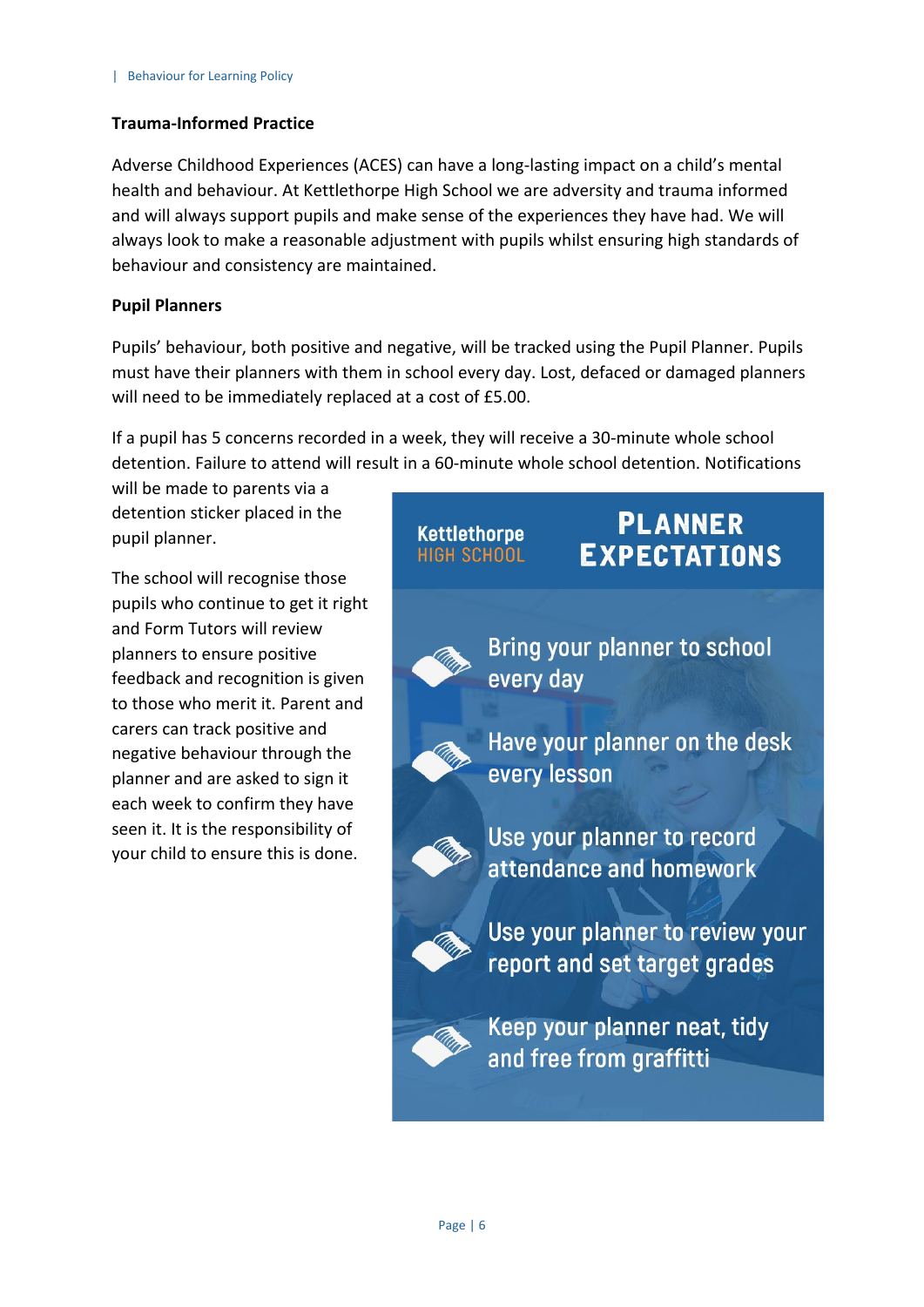## Trauma-Informed Practice

Adverse Childhood Experiences (ACES) can have a long-lasting impact on a child's mental health and behaviour. At Kettlethorpe High School we are adversity and trauma informed and will always support pupils and make sense of the experiences they have had. We will always look to make a reasonable adjustment with pupils whilst ensuring high standards of behaviour and consistency are maintained.

## Pupil Planners

Pupils' behaviour, both positive and negative, will be tracked using the Pupil Planner. Pupils must have their planners with them in school every day. Lost, defaced or damaged planners will need to be immediately replaced at a cost of £5.00.

If a pupil has 5 concerns recorded in a week, they will receive a 30-minute whole school detention. Failure to attend will result in a 60-minute whole school detention. Notifications will be made to parents via a detention sticker placed in the pupil planner.

The school will recognise those pupils who continue to get it right and Form Tutors will review planners to ensure positive feedback and recognition is given to those who merit it. Parent and carers can track positive and negative behaviour through the planner and are asked to sign it each week to confirm they have seen it. It is the responsibility of your child to ensure this is done.

Kettlethorpe HIGH SCHOOL

**PLANNER EXPECTATIONS**

- Bring your planner to school every day
- Have your planner on the desk every lesson
- Use your planner to record attendance and homework
- Use your planner to review your report and set target grades
- Keep your planner neat, tidy and free from graffitti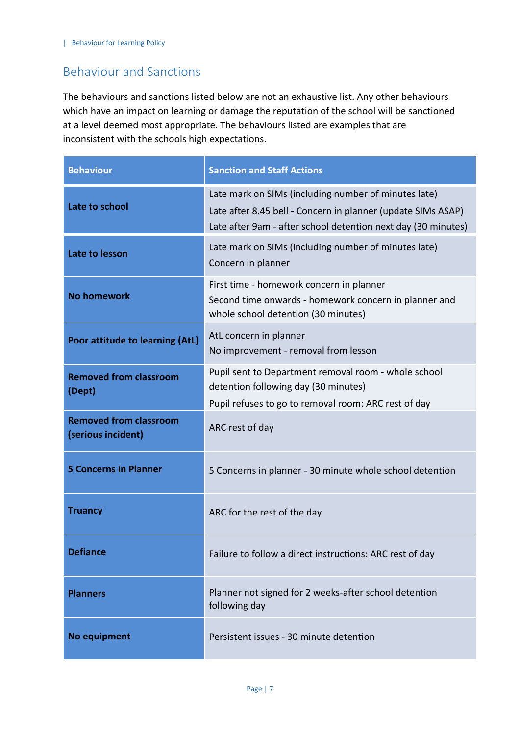## Behaviour and Sanctions

The behaviours and sanctions listed below are not an exhaustive list. Any other behaviours which have an impact on learning or damage the reputation of the school will be sanctioned at a level deemed most appropriate. The behaviours listed are examples that are inconsistent with the schools high expectations.

| Behaviour | Sanction and Staff Actions |
| --- | --- |
| **Late to school** | Late mark on SIMs (including number of minutes late)<br>Late after 8.45 bell - Concern in planner (update SIMs ASAP)<br>Late after 9am - after school detention next day (30 minutes) |
| **Late to lesson** | Late mark on SIMs (including number of minutes late)<br>Concern in planner |
| **No homework** | First time - homework concern in planner<br>Second time onwards - homework concern in planner and whole school detention (30 minutes) |
| **Poor attitude to learning (AtL)** | AtL concern in planner<br>No improvement - removal from lesson |
| **Removed from classroom (Dept)** | Pupil sent to Department removal room - whole school detention following day (30 minutes)<br>Pupil refuses to go to removal room: ARC rest of day |
| **Removed from classroom (serious incident)** | ARC rest of day |
| **5 Concerns in Planner** | 5 Concerns in planner - 30 minute whole school detention |
| **Truancy** | ARC for the rest of the day |
| **Defiance** | Failure to follow a direct instructions: ARC rest of day |
| **Planners** | Planner not signed for 2 weeks-after school detention following day |
| **No equipment** | Persistent issues - 30 minute detention |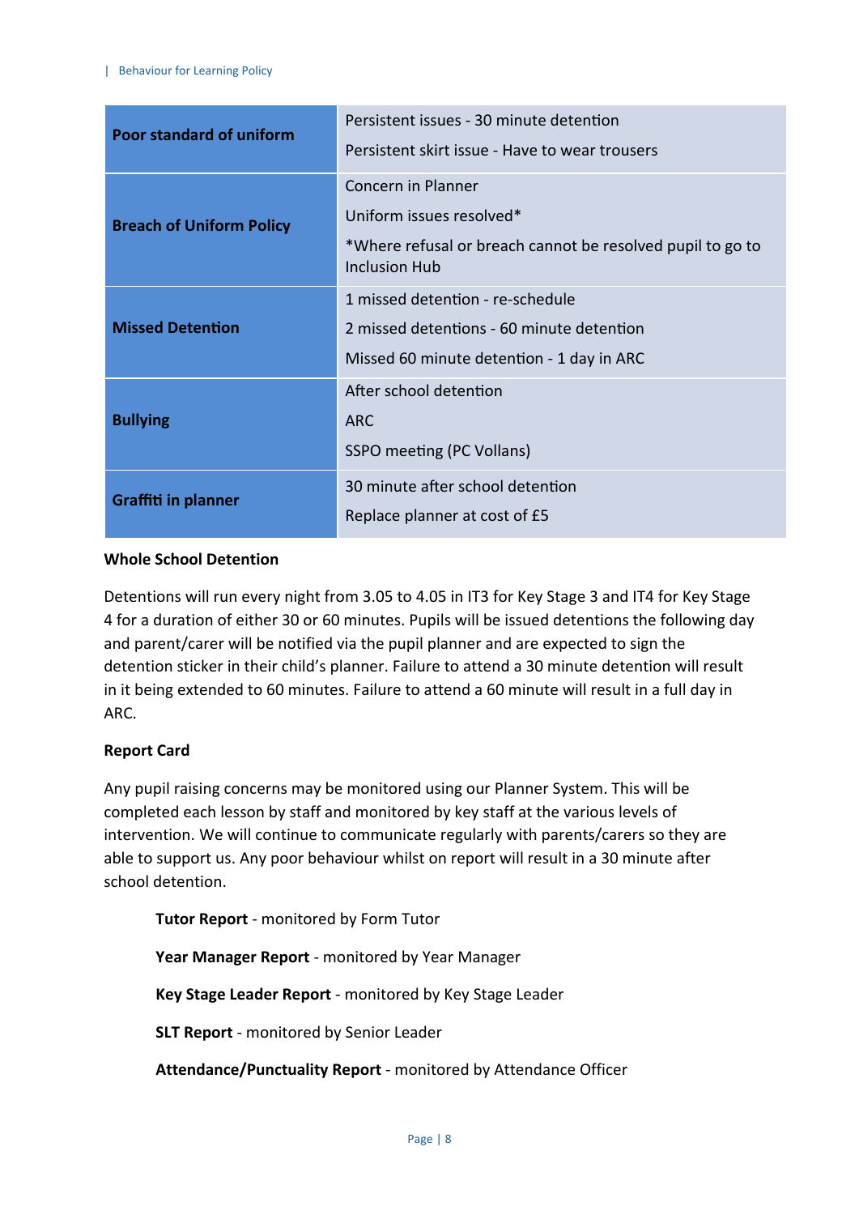| | |
|---|---|
| **Poor standard of uniform** | Persistent issues - 30 minute detention<br>Persistent skirt issue - Have to wear trousers |
| **Breach of Uniform Policy** | Concern in Planner<br>Uniform issues resolved*<br>*Where refusal or breach cannot be resolved pupil to go to Inclusion Hub |
| **Missed Detention** | 1 missed detention - re-schedule<br>2 missed detentions - 60 minute detention<br>Missed 60 minute detention - 1 day in ARC |
| **Bullying** | After school detention<br>ARC<br>SSPO meeting (PC Vollans) |
| **Graffiti in planner** | 30 minute after school detention<br>Replace planner at cost of £5 |

**Whole School Detention**

Detentions will run every night from 3.05 to 4.05 in IT3 for Key Stage 3 and IT4 for Key Stage 4 for a duration of either 30 or 60 minutes. Pupils will be issued detentions the following day and parent/carer will be notified via the pupil planner and are expected to sign the detention sticker in their child's planner. Failure to attend a 30 minute detention will result in it being extended to 60 minutes. Failure to attend a 60 minute will result in a full day in ARC.

**Report Card**

Any pupil raising concerns may be monitored using our Planner System. This will be completed each lesson by staff and monitored by key staff at the various levels of intervention. We will continue to communicate regularly with parents/carers so they are able to support us. Any poor behaviour whilst on report will result in a 30 minute after school detention.

**Tutor Report** - monitored by Form Tutor

**Year Manager Report** - monitored by Year Manager

**Key Stage Leader Report** - monitored by Key Stage Leader

**SLT Report** - monitored by Senior Leader

**Attendance/Punctuality Report** - monitored by Attendance Officer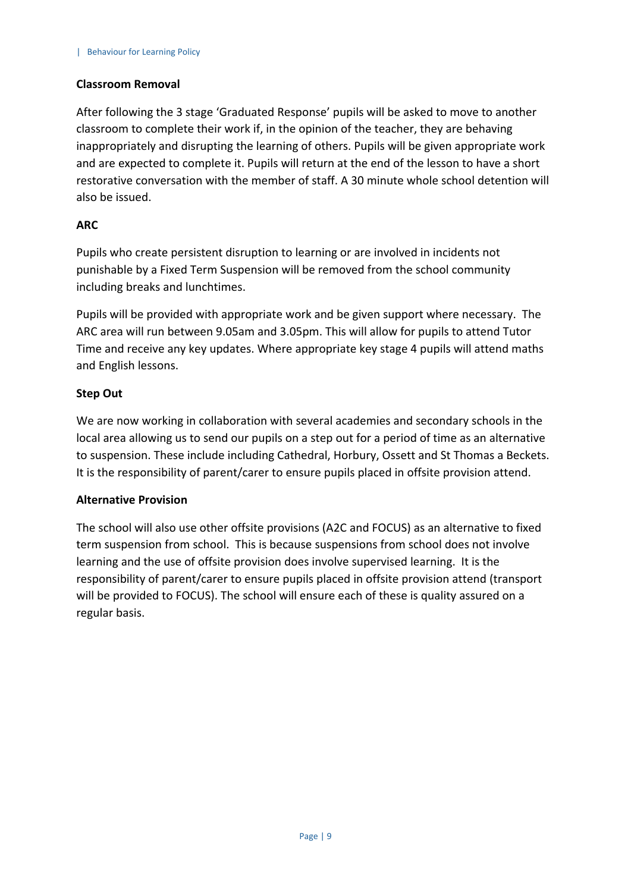**Classroom Removal**

After following the 3 stage 'Graduated Response' pupils will be asked to move to another classroom to complete their work if, in the opinion of the teacher, they are behaving inappropriately and disrupting the learning of others. Pupils will be given appropriate work and are expected to complete it. Pupils will return at the end of the lesson to have a short restorative conversation with the member of staff. A 30 minute whole school detention will also be issued.

**ARC**

Pupils who create persistent disruption to learning or are involved in incidents not punishable by a Fixed Term Suspension will be removed from the school community including breaks and lunchtimes.

Pupils will be provided with appropriate work and be given support where necessary. The ARC area will run between 9.05am and 3.05pm. This will allow for pupils to attend Tutor Time and receive any key updates. Where appropriate key stage 4 pupils will attend maths and English lessons.

**Step Out**

We are now working in collaboration with several academies and secondary schools in the local area allowing us to send our pupils on a step out for a period of time as an alternative to suspension. These include including Cathedral, Horbury, Ossett and St Thomas a Beckets. It is the responsibility of parent/carer to ensure pupils placed in offsite provision attend.

**Alternative Provision**

The school will also use other offsite provisions (A2C and FOCUS) as an alternative to fixed term suspension from school. This is because suspensions from school does not involve learning and the use of offsite provision does involve supervised learning. It is the responsibility of parent/carer to ensure pupils placed in offsite provision attend (transport will be provided to FOCUS). The school will ensure each of these is quality assured on a regular basis.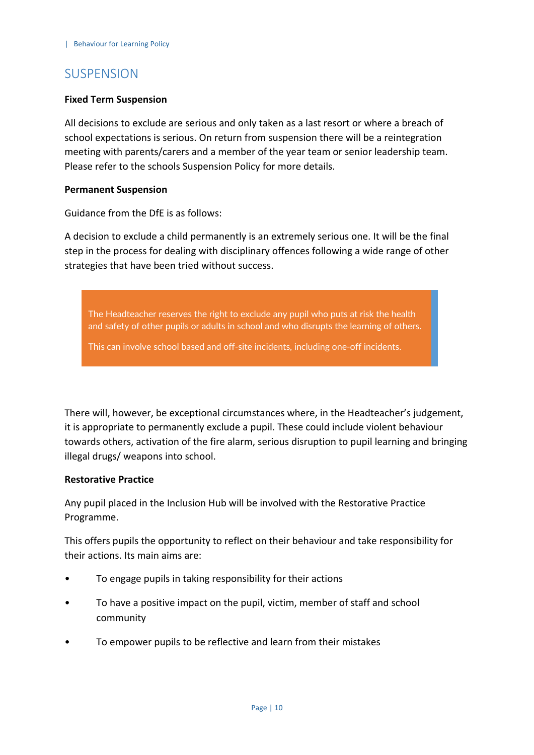## SUSPENSION

**Fixed Term Suspension**

All decisions to exclude are serious and only taken as a last resort or where a breach of school expectations is serious. On return from suspension there will be a reintegration meeting with parents/carers and a member of the year team or senior leadership team. Please refer to the schools Suspension Policy for more details.

**Permanent Suspension**

Guidance from the DfE is as follows:

A decision to exclude a child permanently is an extremely serious one. It will be the final step in the process for dealing with disciplinary offences following a wide range of other strategies that have been tried without success.

> The Headteacher reserves the right to exclude any pupil who puts at risk the health and safety of other pupils or adults in school and who disrupts the learning of others.
>
> This can involve school based and off-site incidents, including one-off incidents.

There will, however, be exceptional circumstances where, in the Headteacher's judgement, it is appropriate to permanently exclude a pupil. These could include violent behaviour towards others, activation of the fire alarm, serious disruption to pupil learning and bringing illegal drugs/ weapons into school.

**Restorative Practice**

Any pupil placed in the Inclusion Hub will be involved with the Restorative Practice Programme.

This offers pupils the opportunity to reflect on their behaviour and take responsibility for their actions. Its main aims are:

- To engage pupils in taking responsibility for their actions
- To have a positive impact on the pupil, victim, member of staff and school community
- To empower pupils to be reflective and learn from their mistakes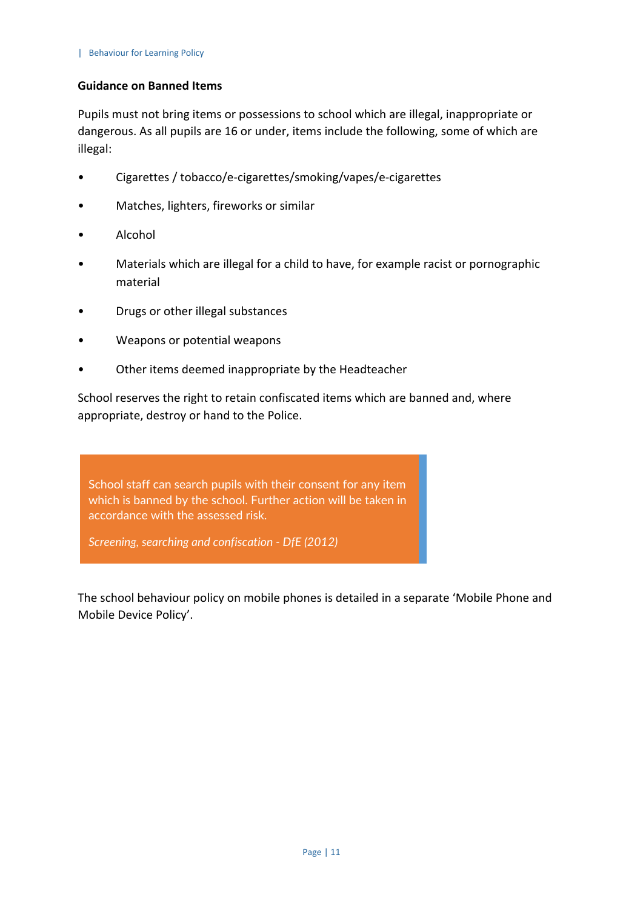**Guidance on Banned Items**

Pupils must not bring items or possessions to school which are illegal, inappropriate or dangerous. As all pupils are 16 or under, items include the following, some of which are illegal:

- Cigarettes / tobacco/e-cigarettes/smoking/vapes/e-cigarettes
- Matches, lighters, fireworks or similar
- Alcohol
- Materials which are illegal for a child to have, for example racist or pornographic material
- Drugs or other illegal substances
- Weapons or potential weapons
- Other items deemed inappropriate by the Headteacher

School reserves the right to retain confiscated items which are banned and, where appropriate, destroy or hand to the Police.

> School staff can search pupils with their consent for any item which is banned by the school. Further action will be taken in accordance with the assessed risk.
>
> *Screening, searching and confiscation - DfE (2012)*

The school behaviour policy on mobile phones is detailed in a separate 'Mobile Phone and Mobile Device Policy'.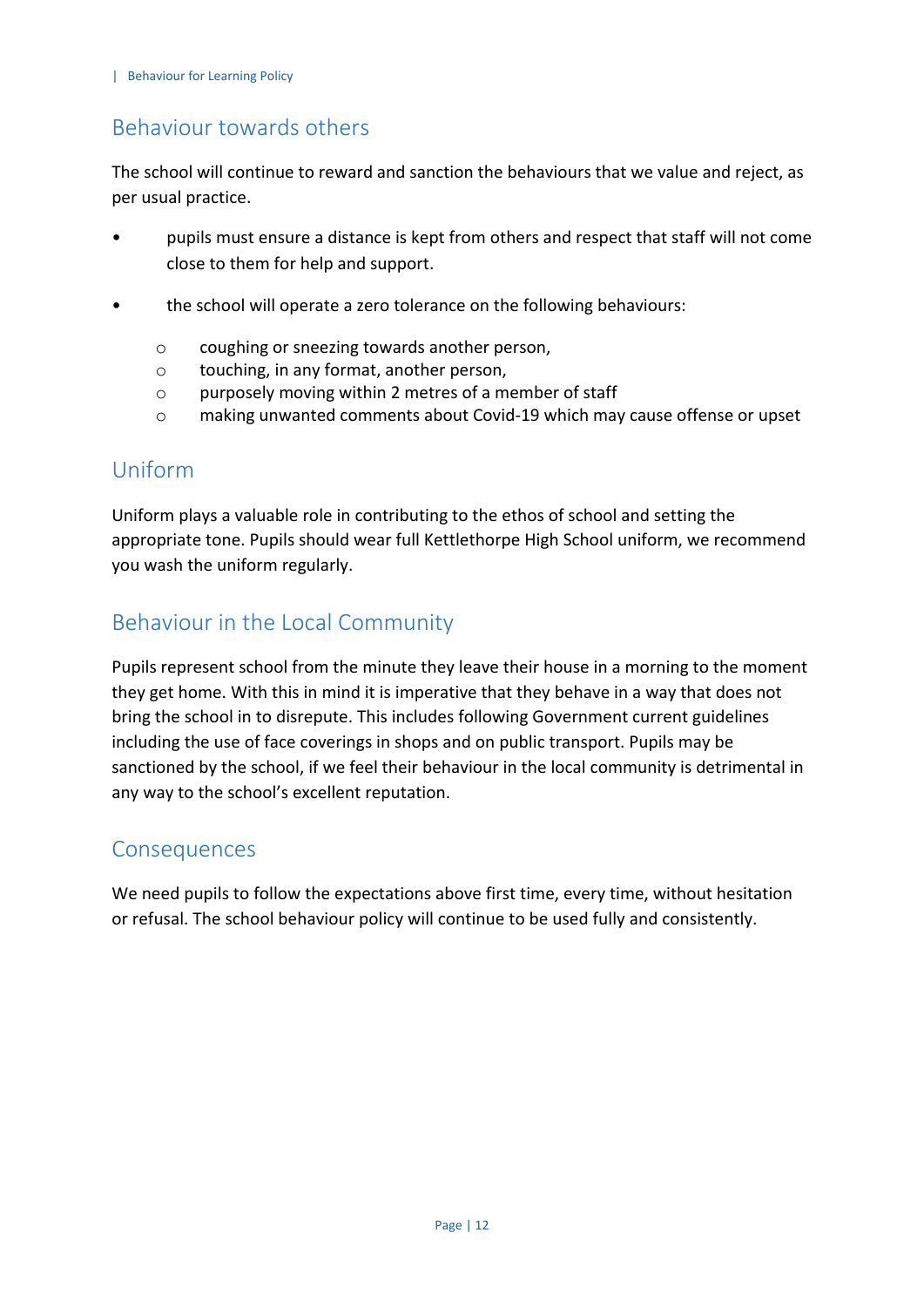## Behaviour towards others

The school will continue to reward and sanction the behaviours that we value and reject, as per usual practice.

- pupils must ensure a distance is kept from others and respect that staff will not come close to them for help and support.
- the school will operate a zero tolerance on the following behaviours:
  - coughing or sneezing towards another person,
  - touching, in any format, another person,
  - purposely moving within 2 metres of a member of staff
  - making unwanted comments about Covid-19 which may cause offense or upset

## Uniform

Uniform plays a valuable role in contributing to the ethos of school and setting the appropriate tone. Pupils should wear full Kettlethorpe High School uniform, we recommend you wash the uniform regularly.

## Behaviour in the Local Community

Pupils represent school from the minute they leave their house in a morning to the moment they get home. With this in mind it is imperative that they behave in a way that does not bring the school in to disrepute. This includes following Government current guidelines including the use of face coverings in shops and on public transport. Pupils may be sanctioned by the school, if we feel their behaviour in the local community is detrimental in any way to the school's excellent reputation.

## Consequences

We need pupils to follow the expectations above first time, every time, without hesitation or refusal. The school behaviour policy will continue to be used fully and consistently.